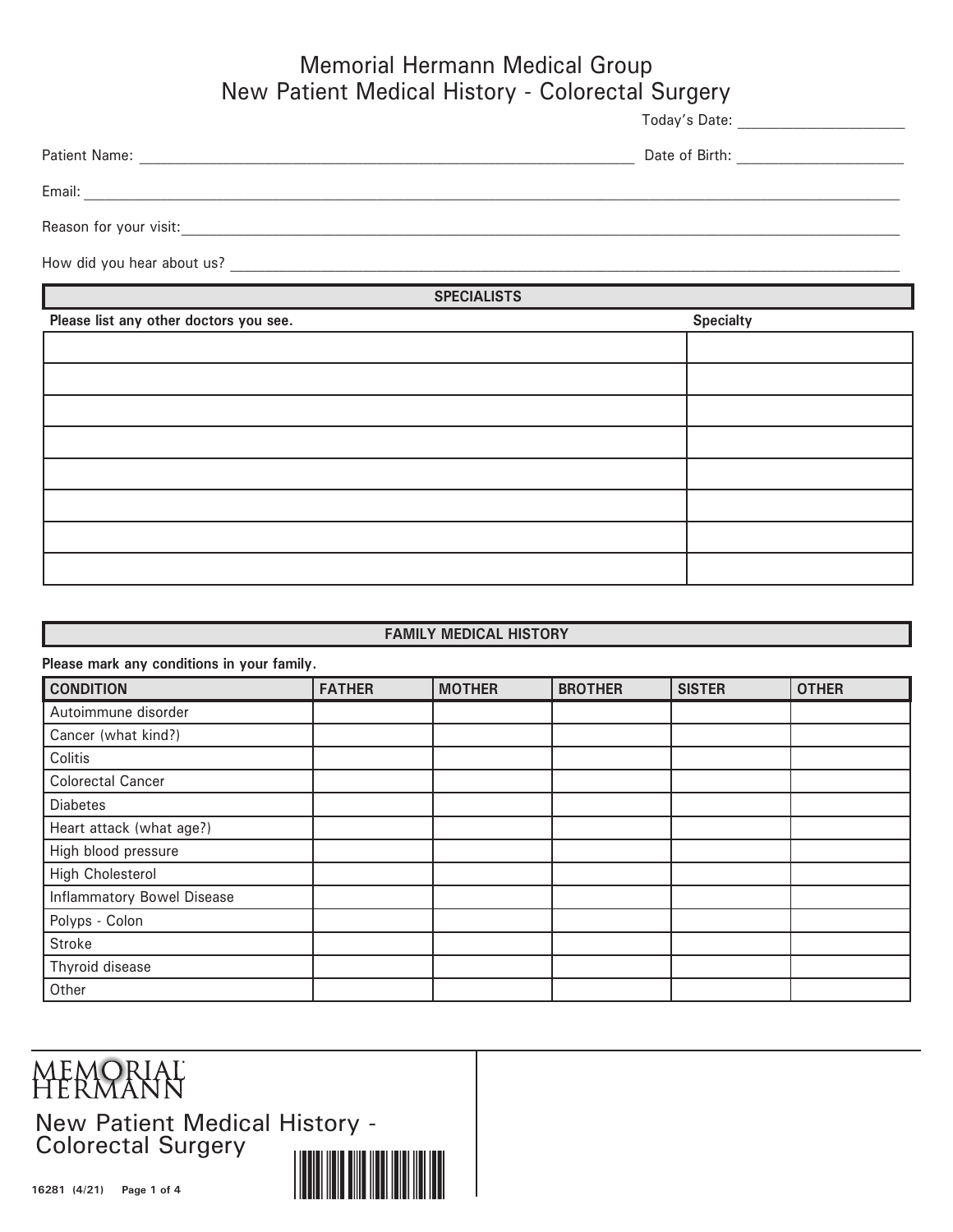# Memorial Hermann Medical Group
## New Patient Medical History - Colorectal Surgery

Today's Date: ____________________

Patient Name: ______________________________________________ Date of Birth: ____________________

Email: ______________________________________________________________________________

Reason for your visit: _______________________________________________________________________

How did you hear about us? ___________________________________________________________________

### SPECIALISTS

| Please list any other doctors you see. | Specialty |
|---|---|
| | |
| | |
| | |
| | |
| | |
| | |
| | |
| | |

### FAMILY MEDICAL HISTORY

**Please mark any conditions in your family.**

| CONDITION | FATHER | MOTHER | BROTHER | SISTER | OTHER |
|---|---|---|---|---|---|
| Autoimmune disorder | | | | | |
| Cancer (what kind?) | | | | | |
| Colitis | | | | | |
| Colorectal Cancer | | | | | |
| Diabetes | | | | | |
| Heart attack (what age?) | | | | | |
| High blood pressure | | | | | |
| High Cholesterol | | | | | |
| Inflammatory Bowel Disease | | | | | |
| Polyps - Colon | | | | | |
| Stroke | | | | | |
| Thyroid disease | | | | | |
| Other | | | | | |

MEMORIAL HERMANN

New Patient Medical History - Colorectal Surgery

16281 (4/21)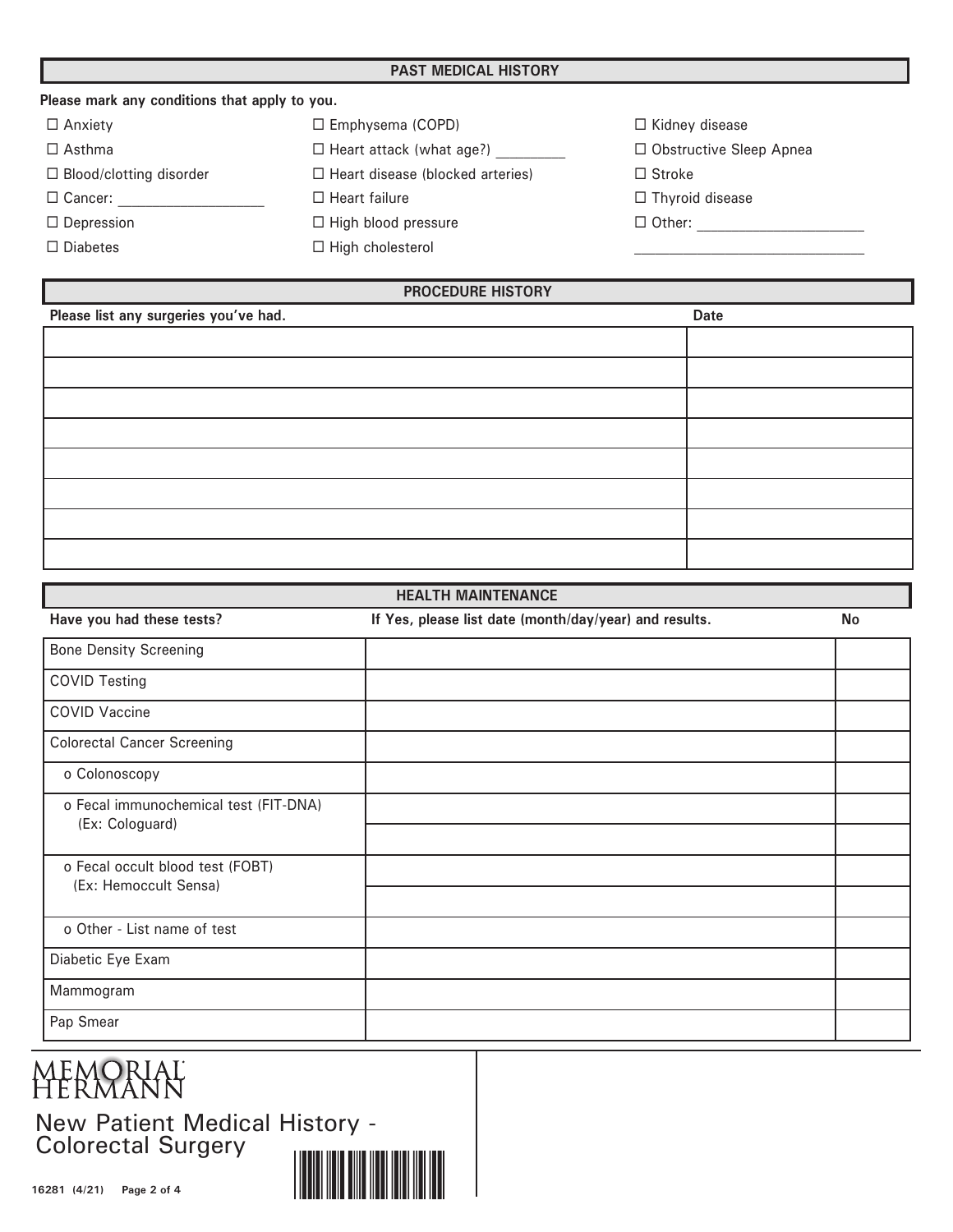## PAST MEDICAL HISTORY

**Please mark any conditions that apply to you.**

- ☐ Anxiety
- ☐ Asthma
- ☐ Blood/clotting disorder
- ☐ Cancer: ___________________
- ☐ Depression
- ☐ Diabetes
- ☐ Emphysema (COPD)
- ☐ Heart attack (what age?) _________
- ☐ Heart disease (blocked arteries)
- ☐ Heart failure
- ☐ High blood pressure
- ☐ High cholesterol
- ☐ Kidney disease
- ☐ Obstructive Sleep Apnea
- ☐ Stroke
- ☐ Thyroid disease
- ☐ Other: ______________________

______________________________

## PROCEDURE HISTORY

| Please list any surgeries you've had. | Date |
|---|---|
| | |
| | |
| | |
| | |
| | |
| | |
| | |
| | |

## HEALTH MAINTENANCE

| Have you had these tests? | If Yes, please list date (month/day/year) and results. | No |
|---|---|---|
| Bone Density Screening | | |
| COVID Testing | | |
| COVID Vaccine | | |
| Colorectal Cancer Screening | | |
| o Colonoscopy | | |
| o Fecal immunochemical test (FIT-DNA) (Ex: Cologuard) | | |
| | | |
| o Fecal occult blood test (FOBT) (Ex: Hemoccult Sensa) | | |
| | | |
| o Other - List name of test | | |
| Diabetic Eye Exam | | |
| Mammogram | | |
| Pap Smear | | |

MEMORIAL HERMANN

New Patient Medical History - Colorectal Surgery

16281 (4/21)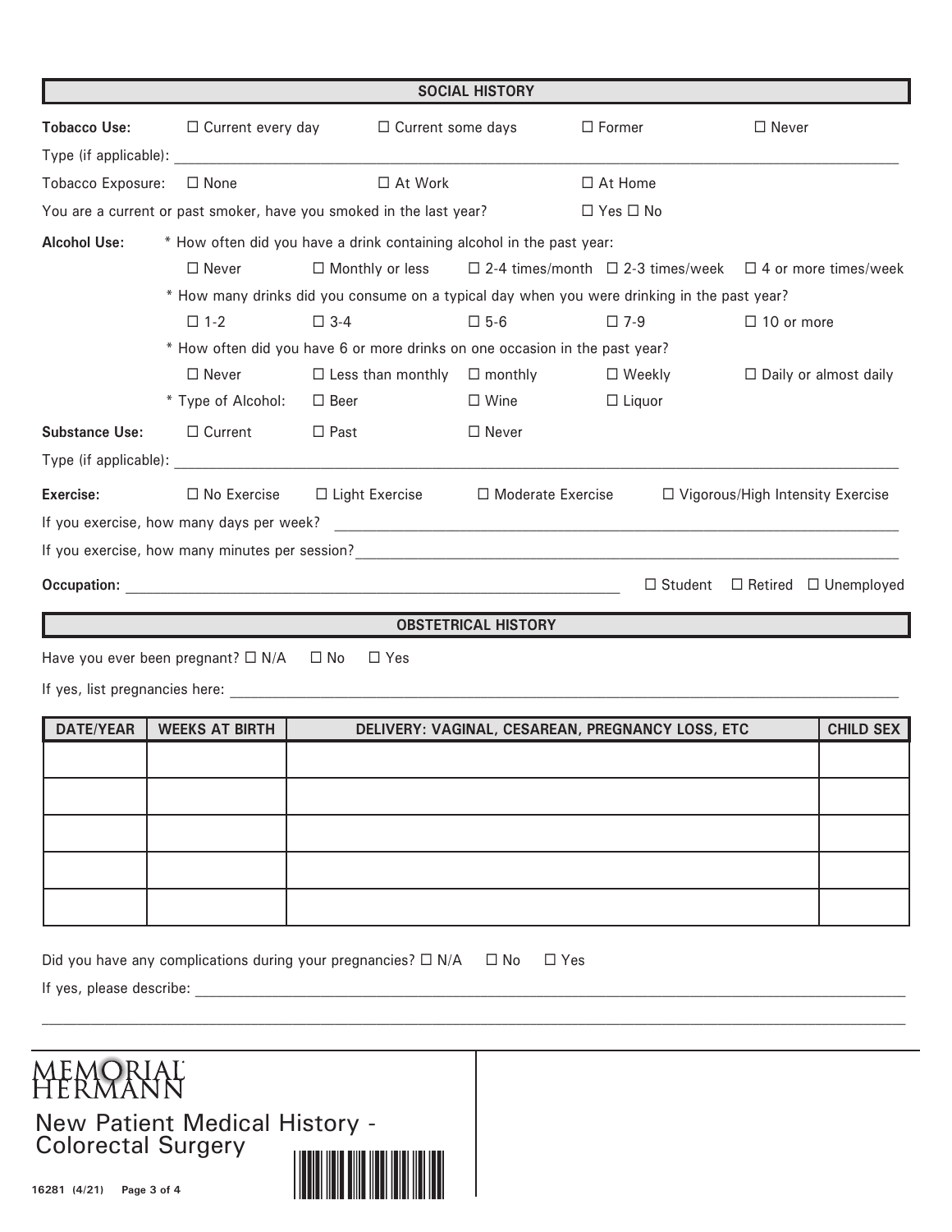## SOCIAL HISTORY

**Tobacco Use:** ☐ Current every day ☐ Current some days ☐ Former ☐ Never

Type (if applicable): ______________________________________________

Tobacco Exposure: ☐ None ☐ At Work ☐ At Home

You are a current or past smoker, have you smoked in the last year? ☐ Yes ☐ No

**Alcohol Use:** * How often did you have a drink containing alcohol in the past year:

☐ Never ☐ Monthly or less ☐ 2-4 times/month ☐ 2-3 times/week ☐ 4 or more times/week

* How many drinks did you consume on a typical day when you were drinking in the past year?

☐ 1-2 ☐ 3-4 ☐ 5-6 ☐ 7-9 ☐ 10 or more

* How often did you have 6 or more drinks on one occasion in the past year?

☐ Never ☐ Less than monthly ☐ monthly ☐ Weekly ☐ Daily or almost daily

* Type of Alcohol: ☐ Beer ☐ Wine ☐ Liquor

**Substance Use:** ☐ Current ☐ Past ☐ Never

Type (if applicable): ______________________________________________

**Exercise:** ☐ No Exercise ☐ Light Exercise ☐ Moderate Exercise ☐ Vigorous/High Intensity Exercise

If you exercise, how many days per week? ______________________________________________

If you exercise, how many minutes per session? ______________________________________________

**Occupation:** ______________________________________________ ☐ Student ☐ Retired ☐ Unemployed

## OBSTETRICAL HISTORY

Have you ever been pregnant? ☐ N/A ☐ No ☐ Yes

If yes, list pregnancies here: ______________________________________________

| DATE/YEAR | WEEKS AT BIRTH | DELIVERY: VAGINAL, CESAREAN, PREGNANCY LOSS, ETC | CHILD SEX |
|---|---|---|---|
| | | | |
| | | | |
| | | | |
| | | | |
| | | | |

Did you have any complications during your pregnancies? ☐ N/A ☐ No ☐ Yes

If yes, please describe: ______________________________________________

______________________________________________

MEMORIAL HERMANN

New Patient Medical History - Colorectal Surgery

16281 (4/21)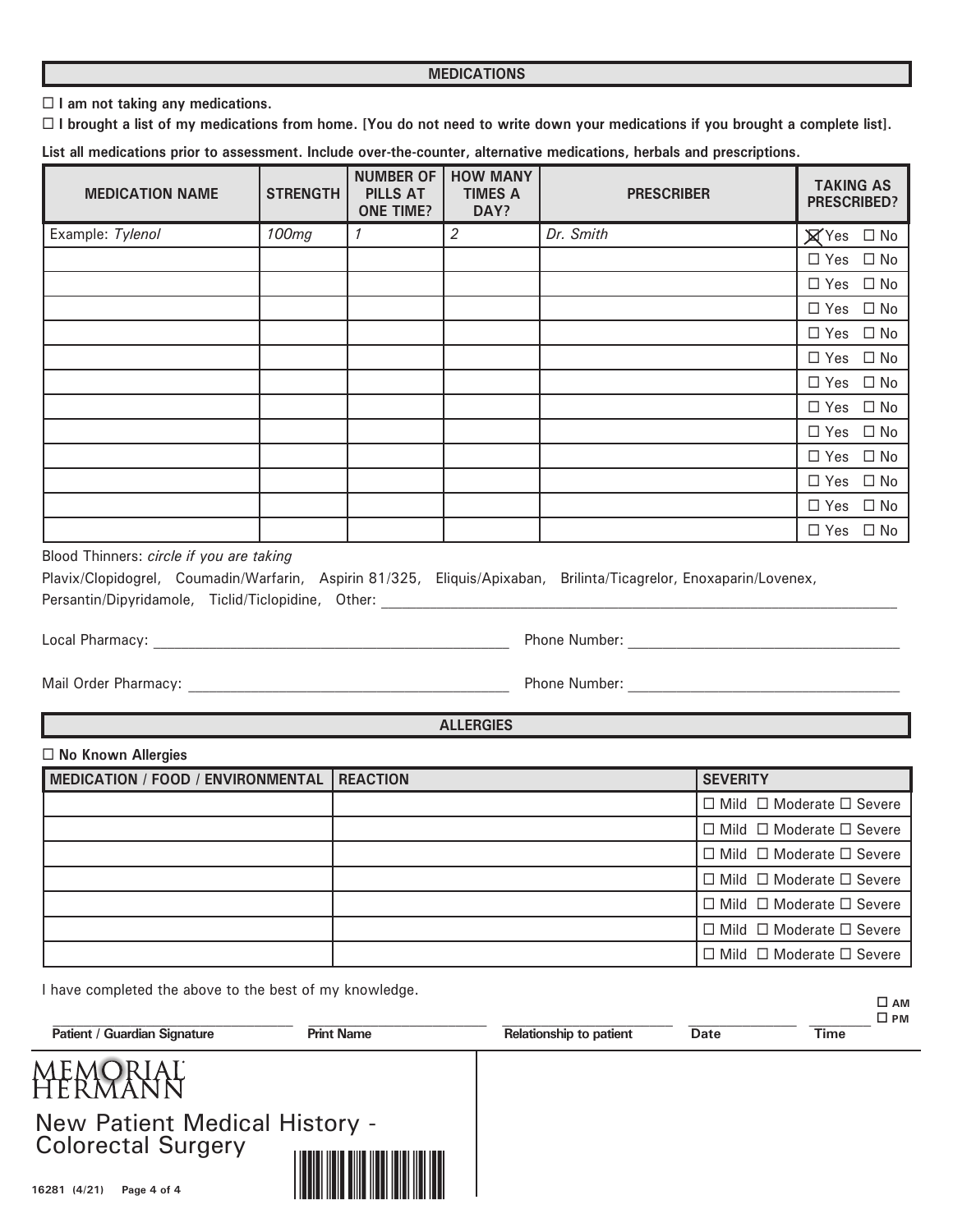## MEDICATIONS

☐ **I am not taking any medications.**

☐ **I brought a list of my medications from home. [You do not need to write down your medications if you brought a complete list].**

**List all medications prior to assessment. Include over-the-counter, alternative medications, herbals and prescriptions.**

| MEDICATION NAME | STRENGTH | NUMBER OF PILLS AT ONE TIME? | HOW MANY TIMES A DAY? | PRESCRIBER | TAKING AS PRESCRIBED? |
|---|---|---|---|---|---|
| Example: *Tylenol* | *100mg* | *1* | *2* | *Dr. Smith* | ☒ Yes ☐ No |
| | | | | | ☐ Yes ☐ No |
| | | | | | ☐ Yes ☐ No |
| | | | | | ☐ Yes ☐ No |
| | | | | | ☐ Yes ☐ No |
| | | | | | ☐ Yes ☐ No |
| | | | | | ☐ Yes ☐ No |
| | | | | | ☐ Yes ☐ No |
| | | | | | ☐ Yes ☐ No |
| | | | | | ☐ Yes ☐ No |
| | | | | | ☐ Yes ☐ No |
| | | | | | ☐ Yes ☐ No |
| | | | | | ☐ Yes ☐ No |

Blood Thinners: *circle if you are taking*

Plavix/Clopidogrel, Coumadin/Warfarin, Aspirin 81/325, Eliquis/Apixaban, Brilinta/Ticagrelor, Enoxaparin/Lovenex, Persantin/Dipyridamole, Ticlid/Ticlopidine, Other: ____________________

Local Pharmacy: ____________________ Phone Number: ____________________

Mail Order Pharmacy: ____________________ Phone Number: ____________________

## ALLERGIES

☐ **No Known Allergies**

| MEDICATION / FOOD / ENVIRONMENTAL | REACTION | SEVERITY |
|---|---|---|
| | | ☐ Mild ☐ Moderate ☐ Severe |
| | | ☐ Mild ☐ Moderate ☐ Severe |
| | | ☐ Mild ☐ Moderate ☐ Severe |
| | | ☐ Mild ☐ Moderate ☐ Severe |
| | | ☐ Mild ☐ Moderate ☐ Severe |
| | | ☐ Mild ☐ Moderate ☐ Severe |
| | | ☐ Mild ☐ Moderate ☐ Severe |

I have completed the above to the best of my knowledge.

____________________ ____________________ ____________________ ____________________ ____________________ ☐ AM ☐ PM

**Patient / Guardian Signature** **Print Name** **Relationship to patient** **Date** **Time**

MEMORIAL HERMANN

New Patient Medical History - Colorectal Surgery

**16281 (4/21)**